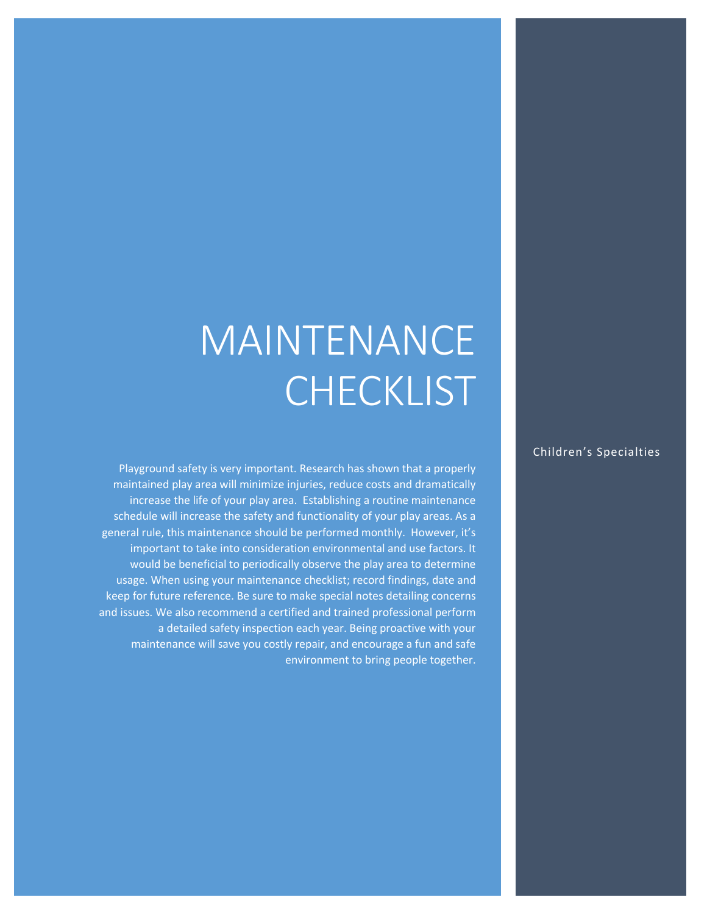# MAINTENANCE CHECKLIST

Children's Specialties

Playground safety is very important. Research has shown that a properly maintained play area will minimize injuries, reduce costs and dramatically increase the life of your play area. Establishing a routine maintenance schedule will increase the safety and functionality of your play areas. As a general rule, this maintenance should be performed monthly. However, it's important to take into consideration environmental and use factors. It would be beneficial to periodically observe the play area to determine usage. When using your maintenance checklist; record findings, date and keep for future reference. Be sure to make special notes detailing concerns and issues. We also recommend a certified and trained professional perform a detailed safety inspection each year. Being proactive with your maintenance will save you costly repair, and encourage a fun and safe environment to bring people together.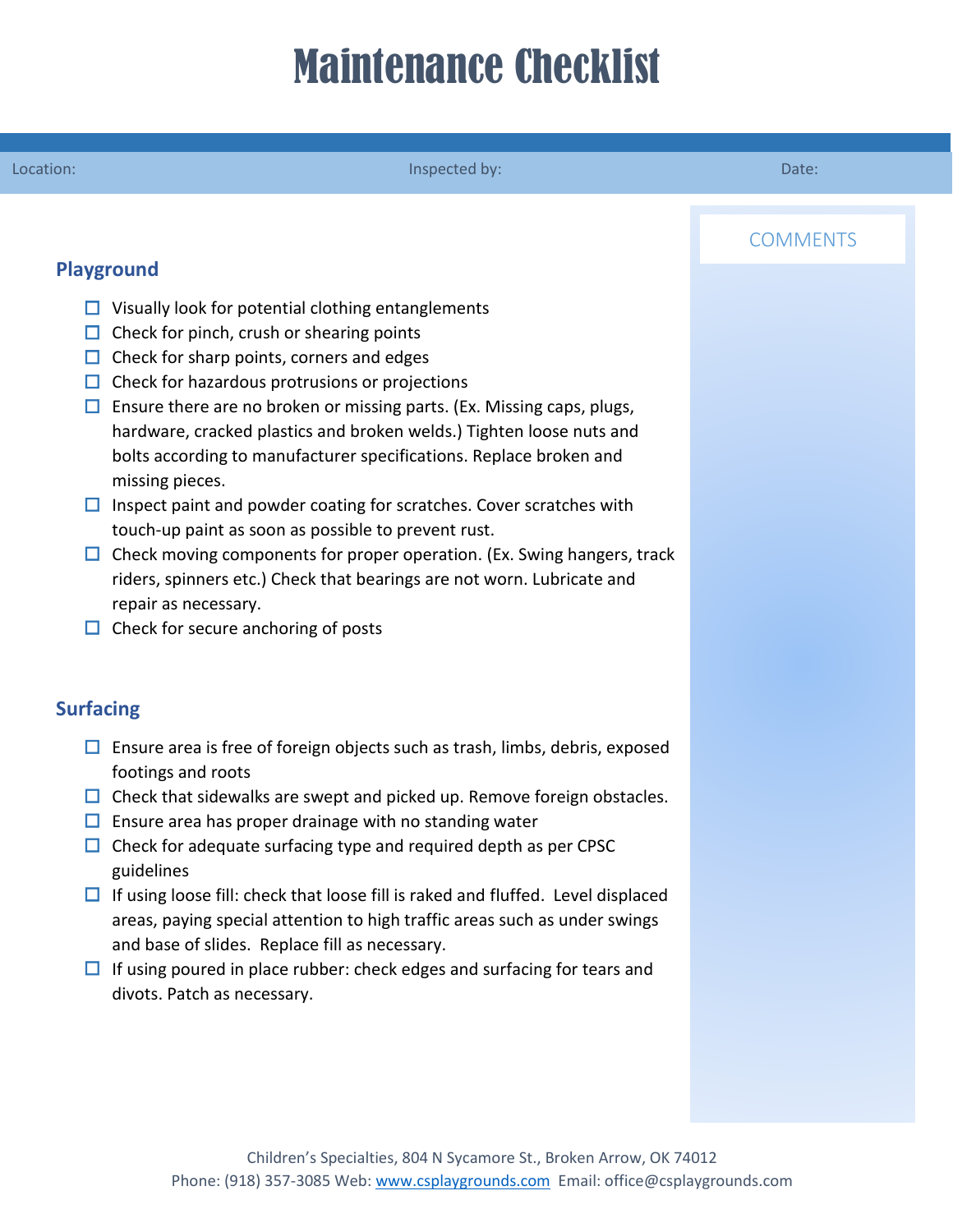# Maintenance Checklist

| Location: | Inspected by: | Date: |
|---|---|---|

## Playground

- ☐ Visually look for potential clothing entanglements
- ☐ Check for pinch, crush or shearing points
- ☐ Check for sharp points, corners and edges
- ☐ Check for hazardous protrusions or projections
- ☐ Ensure there are no broken or missing parts. (Ex. Missing caps, plugs, hardware, cracked plastics and broken welds.) Tighten loose nuts and bolts according to manufacturer specifications. Replace broken and missing pieces.
- ☐ Inspect paint and powder coating for scratches. Cover scratches with touch-up paint as soon as possible to prevent rust.
- ☐ Check moving components for proper operation. (Ex. Swing hangers, track riders, spinners etc.) Check that bearings are not worn. Lubricate and repair as necessary.
- ☐ Check for secure anchoring of posts

## Surfacing

- ☐ Ensure area is free of foreign objects such as trash, limbs, debris, exposed footings and roots
- ☐ Check that sidewalks are swept and picked up. Remove foreign obstacles.
- ☐ Ensure area has proper drainage with no standing water
- ☐ Check for adequate surfacing type and required depth as per CPSC guidelines
- ☐ If using loose fill: check that loose fill is raked and fluffed. Level displaced areas, paying special attention to high traffic areas such as under swings and base of slides. Replace fill as necessary.
- ☐ If using poured in place rubber: check edges and surfacing for tears and divots. Patch as necessary.

COMMENTS

Children's Specialties, 804 N Sycamore St., Broken Arrow, OK 74012
Phone: (918) 357-3085 Web: www.csplaygrounds.com Email: office@csplaygrounds.com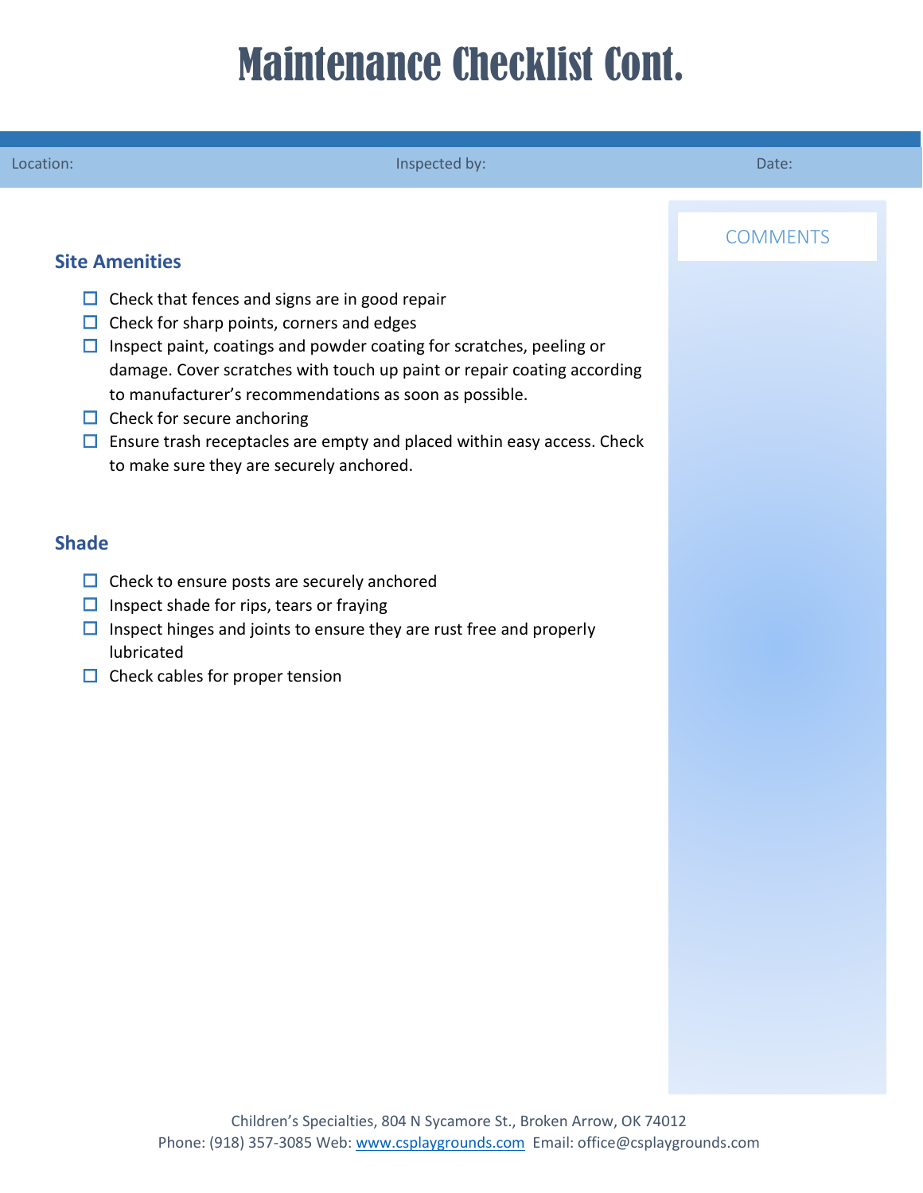# Maintenance Checklist Cont.

Location: Inspected by: Date:

COMMENTS

## Site Amenities

- ☐ Check that fences and signs are in good repair
- ☐ Check for sharp points, corners and edges
- ☐ Inspect paint, coatings and powder coating for scratches, peeling or damage. Cover scratches with touch up paint or repair coating according to manufacturer's recommendations as soon as possible.
- ☐ Check for secure anchoring
- ☐ Ensure trash receptacles are empty and placed within easy access. Check to make sure they are securely anchored.

## Shade

- ☐ Check to ensure posts are securely anchored
- ☐ Inspect shade for rips, tears or fraying
- ☐ Inspect hinges and joints to ensure they are rust free and properly lubricated
- ☐ Check cables for proper tension

Children's Specialties, 804 N Sycamore St., Broken Arrow, OK 74012
Phone: (918) 357-3085 Web: www.csplaygrounds.com Email: office@csplaygrounds.com